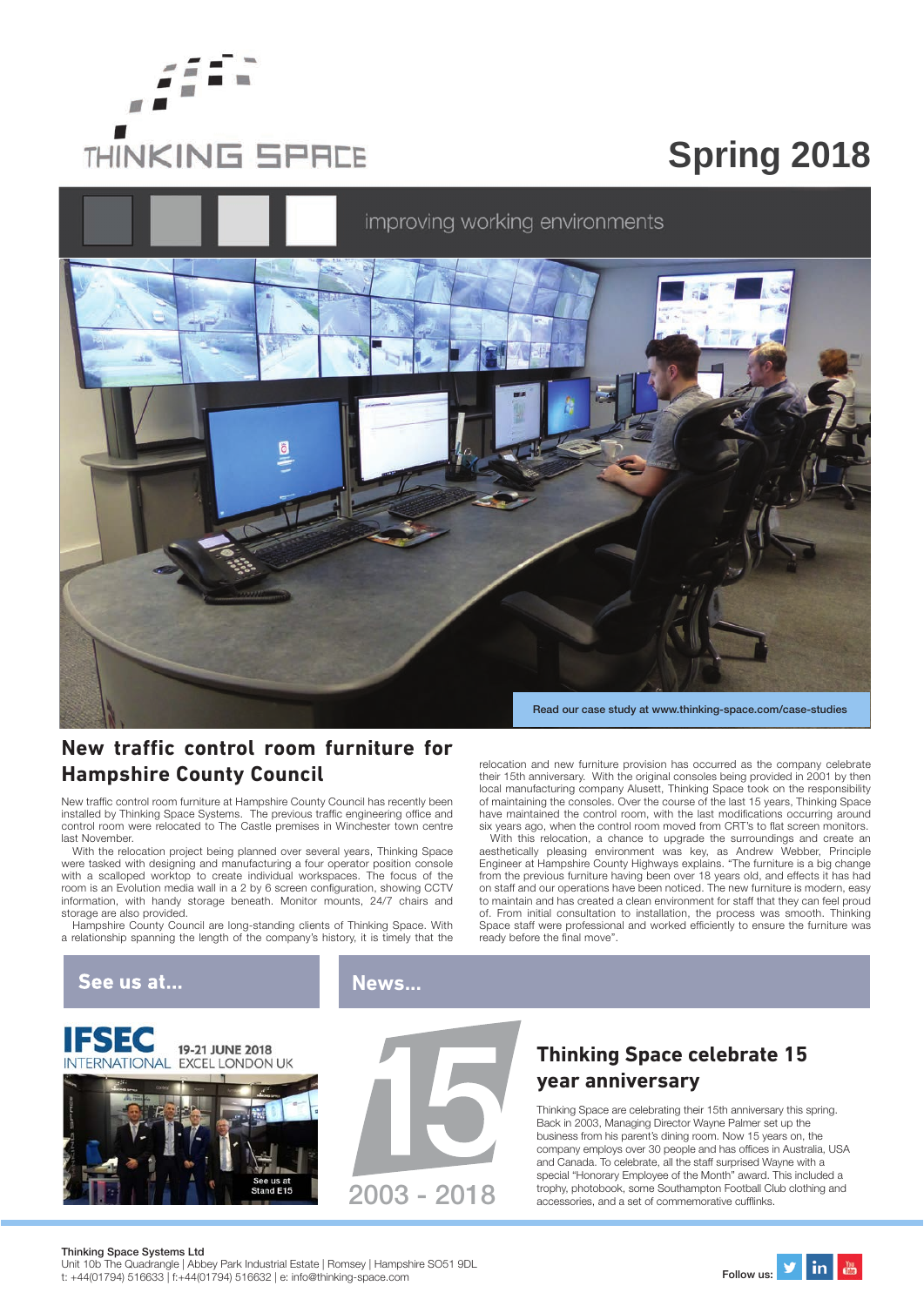# THINKING SPACE

# Spring 2018

improving working environments

Read our case study at www.thinking-space.com/case-studies

## New traffic control room furniture for Hampshire County Council

New traffic control room furniture at Hampshire County Council has recently been installed by Thinking Space Systems. The previous traffic engineering office and control room were relocated to The Castle premises in Winchester town centre last November.

With the relocation project being planned over several years, Thinking Space were tasked with designing and manufacturing a four operator position console with a scalloped worktop to create individual workspaces. The focus of the room is an Evolution media wall in a 2 by 6 screen configuration, showing CCTV information, with handy storage beneath. Monitor mounts, 24/7 chairs and storage are also provided.

Hampshire County Council are long-standing clients of Thinking Space. With a relationship spanning the length of the company's history, it is timely that the relocation and new furniture provision has occurred as the company celebrate their 15th anniversary. With the original consoles being provided in 2001 by then local manufacturing company Alusett, Thinking Space took on the responsibility of maintaining the consoles. Over the course of the last 15 years, Thinking Space have maintained the control room, with the last modifications occurring around six years ago, when the control room moved from CRT's to flat screen monitors.

With this relocation, a chance to upgrade the surroundings and create an aesthetically pleasing environment was key, as Andrew Webber, Principle Engineer at Hampshire County Highways explains. "The furniture is a big change from the previous furniture having been over 18 years old, and effects it has had on staff and our operations have been noticed. The new furniture is modern, easy to maintain and has created a clean environment for staff that they can feel proud of. From initial consultation to installation, the process was smooth. Thinking Space staff were professional and worked efficiently to ensure the furniture was ready before the final move".

## See us at...

IFSEC INTERNATIONAL
19-21 JUNE 2018
EXCEL LONDON UK

See us at Stand E15

## News...

15
2003 - 2018

### Thinking Space celebrate 15 year anniversary

Thinking Space are celebrating their 15th anniversary this spring. Back in 2003, Managing Director Wayne Palmer set up the business from his parent's dining room. Now 15 years on, the company employs over 30 people and has offices in Australia, USA and Canada. To celebrate, all the staff surprised Wayne with a special "Honorary Employee of the Month" award. This included a trophy, photobook, some Southampton Football Club clothing and accessories, and a set of commemorative cufflinks.

**Thinking Space Systems Ltd**
Unit 10b The Quadrangle | Abbey Park Industrial Estate | Romsey | Hampshire SO51 9DL
t: +44(01794) 516633 | f:+44(01794) 516632 | e: info@thinking-space.com

Follow us: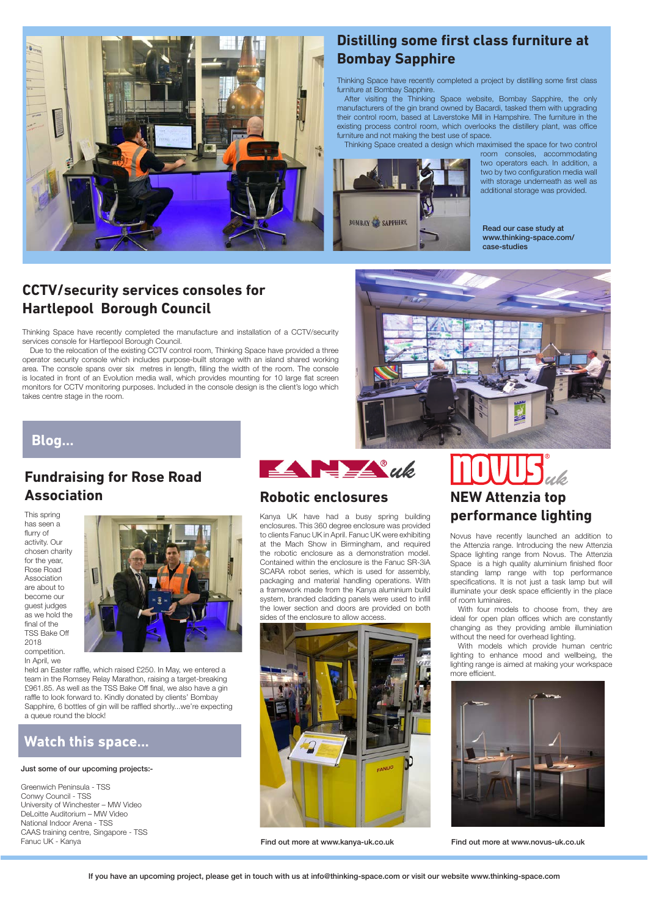## Distilling some first class furniture at Bombay Sapphire

Thinking Space have recently completed a project by distilling some first class furniture at Bombay Sapphire.

After visiting the Thinking Space website, Bombay Sapphire, the only manufacturers of the gin brand owned by Bacardi, tasked them with upgrading their control room, based at Laverstoke Mill in Hampshire. The furniture in the existing process control room, which overlooks the distillery plant, was office furniture and not making the best use of space.

Thinking Space created a design which maximised the space for two control room consoles, accommodating two operators each. In addition, a two by two configuration media wall with storage underneath as well as additional storage was provided.

**Read our case study at www.thinking-space.com/case-studies**

## CCTV/security services consoles for Hartlepool Borough Council

Thinking Space have recently completed the manufacture and installation of a CCTV/security services console for Hartlepool Borough Council.

Due to the relocation of the existing CCTV control room, Thinking Space have provided a three operator security console which includes purpose-built storage with an island shared working area. The console spans over six metres in length, filling the width of the room. The console is located in front of an Evolution media wall, which provides mounting for 10 large flat screen monitors for CCTV monitoring purposes. Included in the console design is the client's logo which takes centre stage in the room.

## Blog...

### Fundraising for Rose Road Association

This spring has seen a flurry of activity. Our chosen charity for the year, Rose Road Association are about to become our guest judges as we hold the final of the TSS Bake Off 2018 competition. In April, we held an Easter raffle, which raised £250. In May, we entered a team in the Romsey Relay Marathon, raising a target-breaking £961.85. As well as the TSS Bake Off final, we also have a gin raffle to look forward to. Kindly donated by clients' Bombay Sapphire, 6 bottles of gin will be raffled shortly...we're expecting a queue round the block!

## Watch this space...

**Just some of our upcoming projects:-**

Greenwich Peninsula - TSS
Conwy Council - TSS
University of Winchester – MW Video
DeLoitte Auditorium – MW Video
National Indoor Arena - TSS
CAAS training centre, Singapore - TSS
Fanuc UK - Kanya

KANYA uk

### Robotic enclosures

Kanya UK have had a busy spring building enclosures. This 360 degree enclosure was provided to clients Fanuc UK in April. Fanuc UK were exhibiting at the Mach Show in Birmingham, and required the robotic enclosure as a demonstration model. Contained within the enclosure is the Fanuc SR-3iA SCARA robot series, which is used for assembly, packaging and material handling operations. With a framework made from the Kanya aluminium build system, branded cladding panels were used to infill the lower section and doors are provided on both sides of the enclosure to allow access.

**Find out more at www.kanya-uk.co.uk**

NOVUS uk

### NEW Attenzia top performance lighting

Novus have recently launched an addition to the Attenzia range. Introducing the new Attenzia Space lighting range from Novus. The Attenzia Space is a high quality aluminium finished floor standing lamp range with top performance specifications. It is not just a task lamp but will illuminate your desk space efficiently in the place of room luminaires.

With four models to choose from, they are ideal for open plan offices which are constantly changing as they providing amble illuminiation without the need for overhead lighting.

With models which provide human centric lighting to enhance mood and wellbeing, the lighting range is aimed at making your workspace more efficient.

**Find out more at www.novus-uk.co.uk**

If you have an upcoming project, please get in touch with us at info@thinking-space.com or visit our website www.thinking-space.com